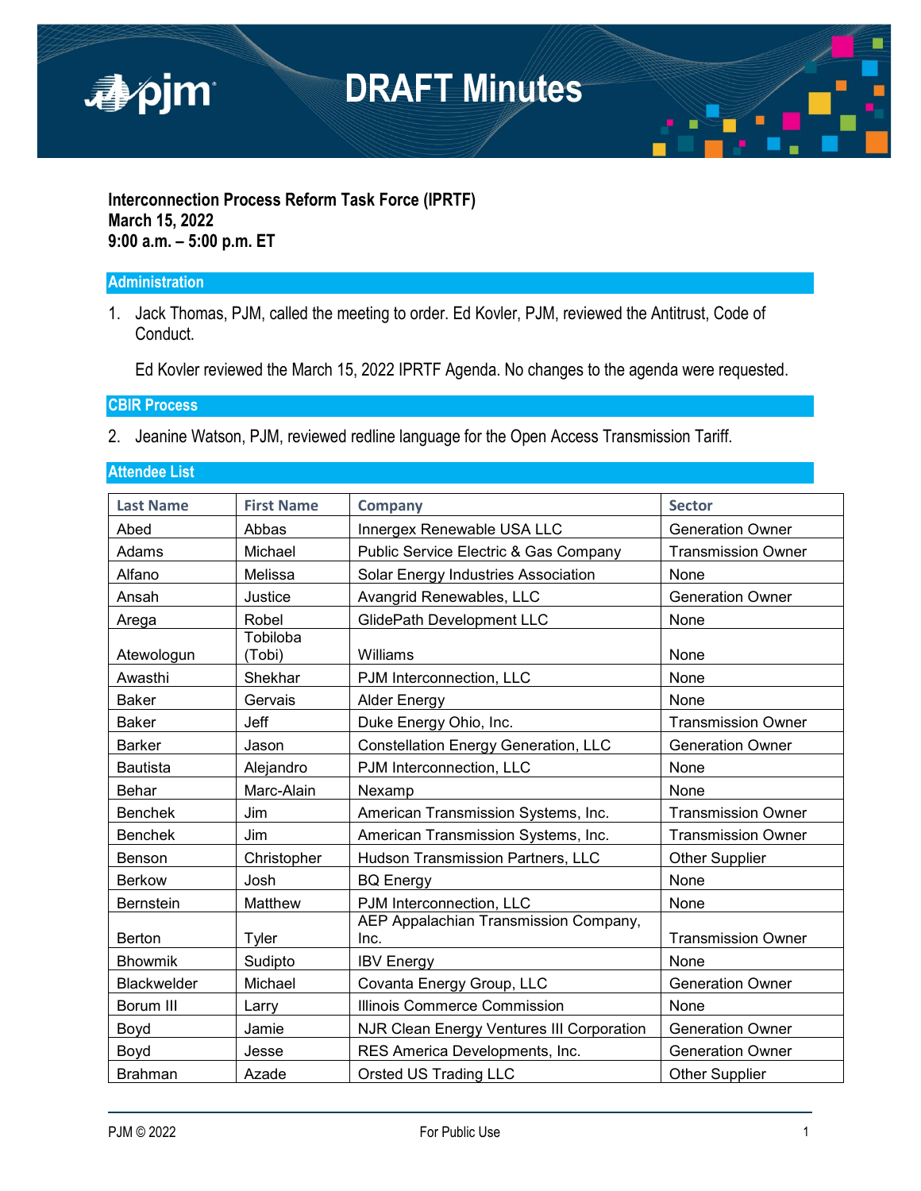# DRAFT Minutes

**Interconnection Process Reform Task Force (IPRTF)**
**March 15, 2022**
**9:00 a.m. – 5:00 p.m. ET**

## Administration

1. Jack Thomas, PJM, called the meeting to order. Ed Kovler, PJM, reviewed the Antitrust, Code of Conduct.

   Ed Kovler reviewed the March 15, 2022 IPRTF Agenda. No changes to the agenda were requested.

## CBIR Process

2. Jeanine Watson, PJM, reviewed redline language for the Open Access Transmission Tariff.

## Attendee List

| Last Name | First Name | Company | Sector |
|---|---|---|---|
| Abed | Abbas | Innergex Renewable USA LLC | Generation Owner |
| Adams | Michael | Public Service Electric & Gas Company | Transmission Owner |
| Alfano | Melissa | Solar Energy Industries Association | None |
| Ansah | Justice | Avangrid Renewables, LLC | Generation Owner |
| Arega | Robel | GlidePath Development LLC | None |
| Atewologun | Tobiloba (Tobi) | Williams | None |
| Awasthi | Shekhar | PJM Interconnection, LLC | None |
| Baker | Gervais | Alder Energy | None |
| Baker | Jeff | Duke Energy Ohio, Inc. | Transmission Owner |
| Barker | Jason | Constellation Energy Generation, LLC | Generation Owner |
| Bautista | Alejandro | PJM Interconnection, LLC | None |
| Behar | Marc-Alain | Nexamp | None |
| Benchek | Jim | American Transmission Systems, Inc. | Transmission Owner |
| Benchek | Jim | American Transmission Systems, Inc. | Transmission Owner |
| Benson | Christopher | Hudson Transmission Partners, LLC | Other Supplier |
| Berkow | Josh | BQ Energy | None |
| Bernstein | Matthew | PJM Interconnection, LLC | None |
| Berton | Tyler | AEP Appalachian Transmission Company, Inc. | Transmission Owner |
| Bhowmik | Sudipto | IBV Energy | None |
| Blackwelder | Michael | Covanta Energy Group, LLC | Generation Owner |
| Borum III | Larry | Illinois Commerce Commission | None |
| Boyd | Jamie | NJR Clean Energy Ventures III Corporation | Generation Owner |
| Boyd | Jesse | RES America Developments, Inc. | Generation Owner |
| Brahman | Azade | Orsted US Trading LLC | Other Supplier |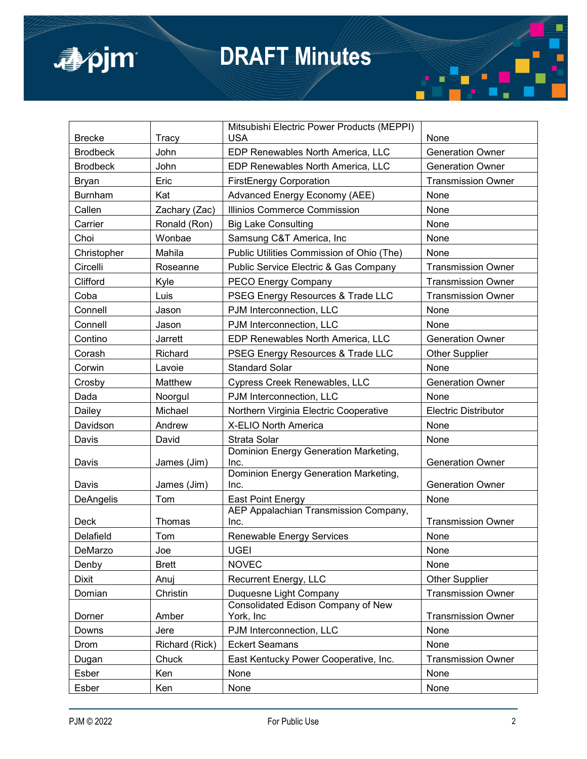| | | | |
|---|---|---|---|
| Brecke | Tracy | Mitsubishi Electric Power Products (MEPPI) USA | None |
| Brodbeck | John | EDP Renewables North America, LLC | Generation Owner |
| Brodbeck | John | EDP Renewables North America, LLC | Generation Owner |
| Bryan | Eric | FirstEnergy Corporation | Transmission Owner |
| Burnham | Kat | Advanced Energy Economy (AEE) | None |
| Callen | Zachary (Zac) | Illinios Commerce Commission | None |
| Carrier | Ronald (Ron) | Big Lake Consulting | None |
| Choi | Wonbae | Samsung C&T America, Inc | None |
| Christopher | Mahila | Public Utilities Commission of Ohio (The) | None |
| Circelli | Roseanne | Public Service Electric & Gas Company | Transmission Owner |
| Clifford | Kyle | PECO Energy Company | Transmission Owner |
| Coba | Luis | PSEG Energy Resources & Trade LLC | Transmission Owner |
| Connell | Jason | PJM Interconnection, LLC | None |
| Connell | Jason | PJM Interconnection, LLC | None |
| Contino | Jarrett | EDP Renewables North America, LLC | Generation Owner |
| Corash | Richard | PSEG Energy Resources & Trade LLC | Other Supplier |
| Corwin | Lavoie | Standard Solar | None |
| Crosby | Matthew | Cypress Creek Renewables, LLC | Generation Owner |
| Dada | Noorgul | PJM Interconnection, LLC | None |
| Dailey | Michael | Northern Virginia Electric Cooperative | Electric Distributor |
| Davidson | Andrew | X-ELIO North America | None |
| Davis | David | Strata Solar | None |
| Davis | James (Jim) | Dominion Energy Generation Marketing, Inc. | Generation Owner |
| Davis | James (Jim) | Dominion Energy Generation Marketing, Inc. | Generation Owner |
| DeAngelis | Tom | East Point Energy | None |
| Deck | Thomas | AEP Appalachian Transmission Company, Inc. | Transmission Owner |
| Delafield | Tom | Renewable Energy Services | None |
| DeMarzo | Joe | UGEI | None |
| Denby | Brett | NOVEC | None |
| Dixit | Anuj | Recurrent Energy, LLC | Other Supplier |
| Domian | Christin | Duquesne Light Company | Transmission Owner |
| Dorner | Amber | Consolidated Edison Company of New York, Inc | Transmission Owner |
| Downs | Jere | PJM Interconnection, LLC | None |
| Drom | Richard (Rick) | Eckert Seamans | None |
| Dugan | Chuck | East Kentucky Power Cooperative, Inc. | Transmission Owner |
| Esber | Ken | None | None |
| Esber | Ken | None | None |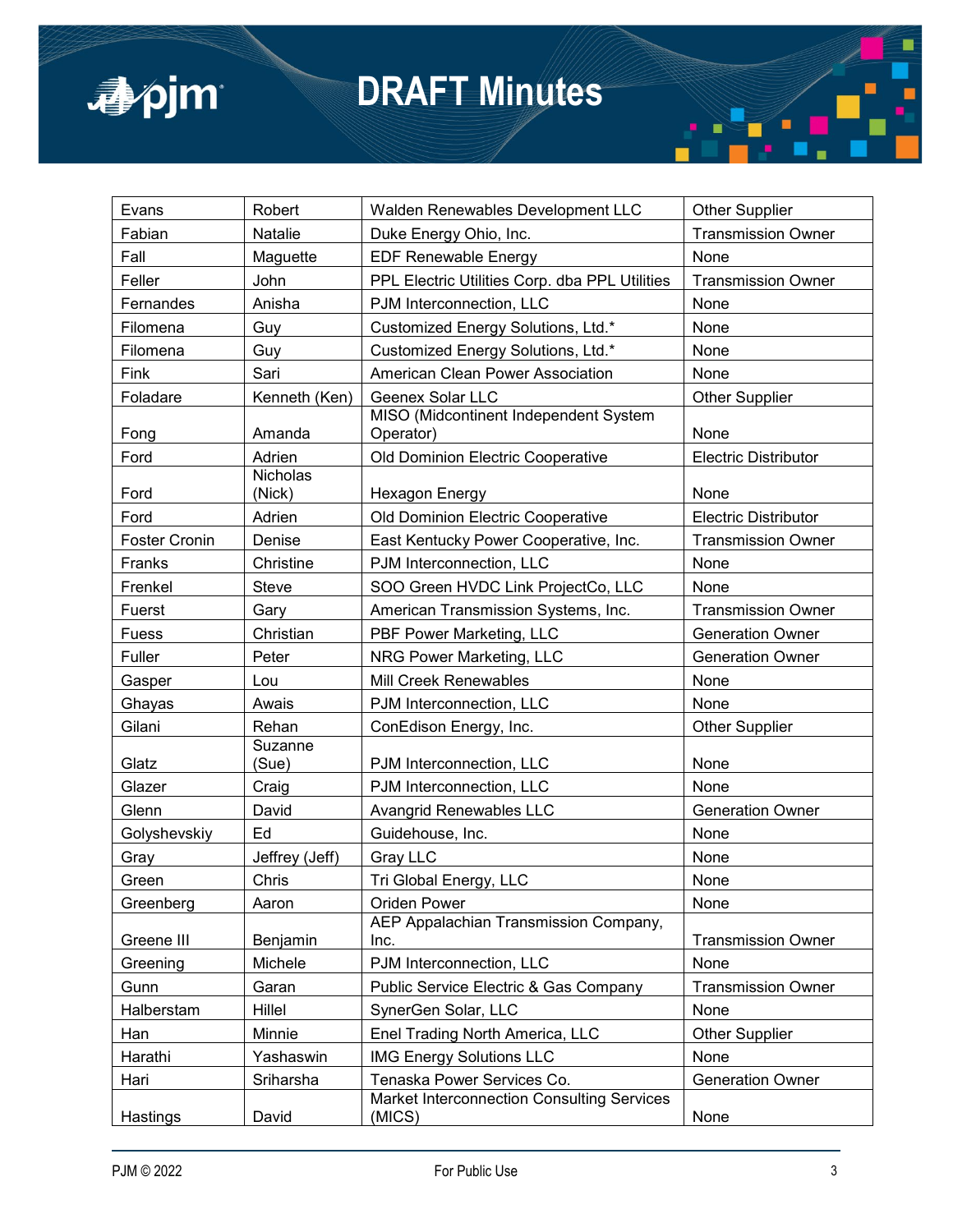| Evans | Robert | Walden Renewables Development LLC | Other Supplier |
|---|---|---|---|
| Fabian | Natalie | Duke Energy Ohio, Inc. | Transmission Owner |
| Fall | Maguette | EDF Renewable Energy | None |
| Feller | John | PPL Electric Utilities Corp. dba PPL Utilities | Transmission Owner |
| Fernandes | Anisha | PJM Interconnection, LLC | None |
| Filomena | Guy | Customized Energy Solutions, Ltd.* | None |
| Filomena | Guy | Customized Energy Solutions, Ltd.* | None |
| Fink | Sari | American Clean Power Association | None |
| Foladare | Kenneth (Ken) | Geenex Solar LLC | Other Supplier |
| Fong | Amanda | MISO (Midcontinent Independent System Operator) | None |
| Ford | Adrien | Old Dominion Electric Cooperative | Electric Distributor |
| Ford | Nicholas (Nick) | Hexagon Energy | None |
| Ford | Adrien | Old Dominion Electric Cooperative | Electric Distributor |
| Foster Cronin | Denise | East Kentucky Power Cooperative, Inc. | Transmission Owner |
| Franks | Christine | PJM Interconnection, LLC | None |
| Frenkel | Steve | SOO Green HVDC Link ProjectCo, LLC | None |
| Fuerst | Gary | American Transmission Systems, Inc. | Transmission Owner |
| Fuess | Christian | PBF Power Marketing, LLC | Generation Owner |
| Fuller | Peter | NRG Power Marketing, LLC | Generation Owner |
| Gasper | Lou | Mill Creek Renewables | None |
| Ghayas | Awais | PJM Interconnection, LLC | None |
| Gilani | Rehan | ConEdison Energy, Inc. | Other Supplier |
| Glatz | Suzanne (Sue) | PJM Interconnection, LLC | None |
| Glazer | Craig | PJM Interconnection, LLC | None |
| Glenn | David | Avangrid Renewables LLC | Generation Owner |
| Golyshevskiy | Ed | Guidehouse, Inc. | None |
| Gray | Jeffrey (Jeff) | Gray LLC | None |
| Green | Chris | Tri Global Energy, LLC | None |
| Greenberg | Aaron | Oriden Power | None |
| Greene III | Benjamin | AEP Appalachian Transmission Company, Inc. | Transmission Owner |
| Greening | Michele | PJM Interconnection, LLC | None |
| Gunn | Garan | Public Service Electric & Gas Company | Transmission Owner |
| Halberstam | Hillel | SynerGen Solar, LLC | None |
| Han | Minnie | Enel Trading North America, LLC | Other Supplier |
| Harathi | Yashaswin | IMG Energy Solutions LLC | None |
| Hari | Sriharsha | Tenaska Power Services Co. | Generation Owner |
| Hastings | David | Market Interconnection Consulting Services (MICS) | None |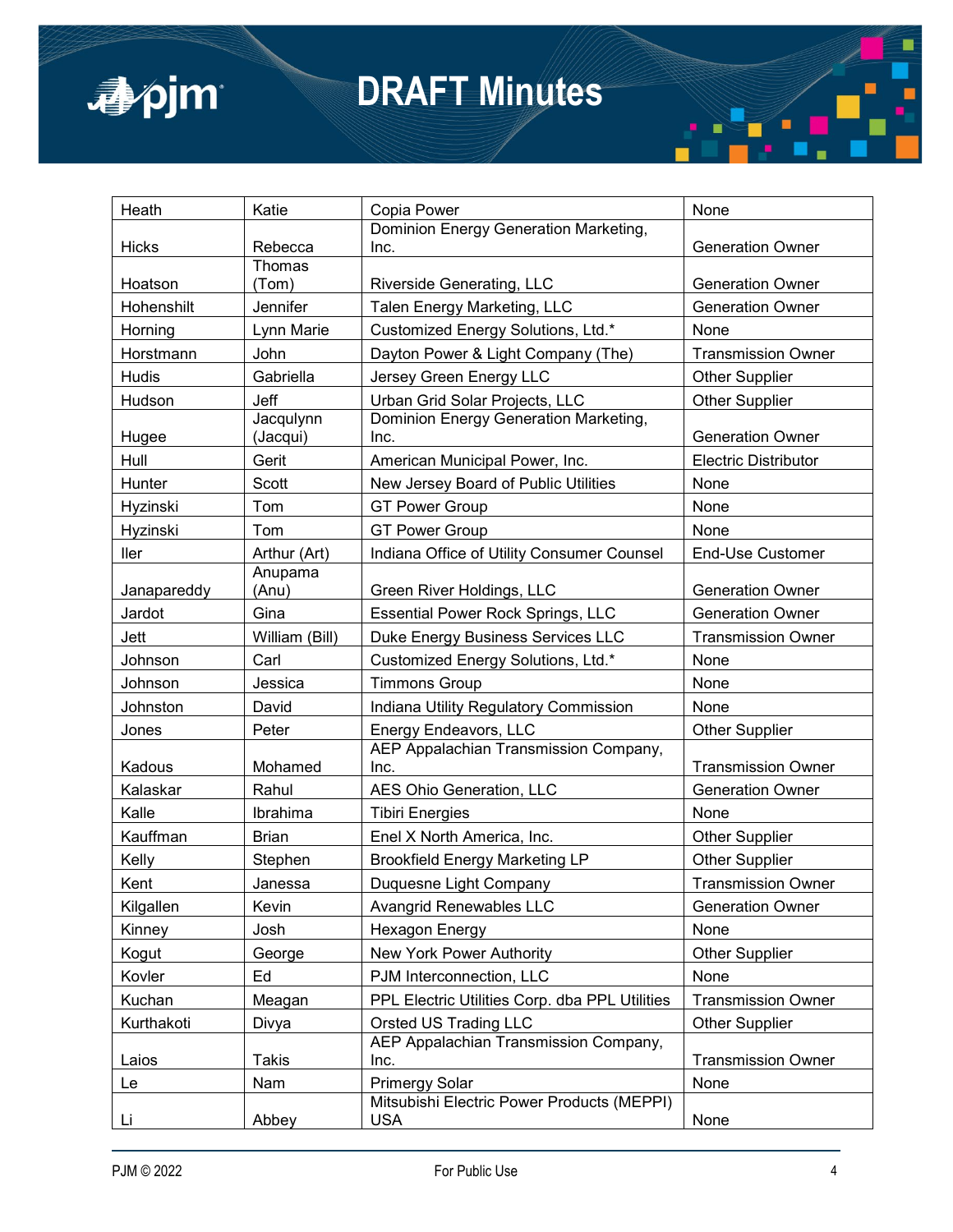| Heath | Katie | Copia Power | None |
|---|---|---|---|
| Hicks | Rebecca | Dominion Energy Generation Marketing, Inc. | Generation Owner |
| Hoatson | Thomas (Tom) | Riverside Generating, LLC | Generation Owner |
| Hohenshilt | Jennifer | Talen Energy Marketing, LLC | Generation Owner |
| Horning | Lynn Marie | Customized Energy Solutions, Ltd.* | None |
| Horstmann | John | Dayton Power & Light Company (The) | Transmission Owner |
| Hudis | Gabriella | Jersey Green Energy LLC | Other Supplier |
| Hudson | Jeff | Urban Grid Solar Projects, LLC | Other Supplier |
| Hugee | Jacqulynn (Jacqui) | Dominion Energy Generation Marketing, Inc. | Generation Owner |
| Hull | Gerit | American Municipal Power, Inc. | Electric Distributor |
| Hunter | Scott | New Jersey Board of Public Utilities | None |
| Hyzinski | Tom | GT Power Group | None |
| Hyzinski | Tom | GT Power Group | None |
| Iler | Arthur (Art) | Indiana Office of Utility Consumer Counsel | End-Use Customer |
| Janapareddy | Anupama (Anu) | Green River Holdings, LLC | Generation Owner |
| Jardot | Gina | Essential Power Rock Springs, LLC | Generation Owner |
| Jett | William (Bill) | Duke Energy Business Services LLC | Transmission Owner |
| Johnson | Carl | Customized Energy Solutions, Ltd.* | None |
| Johnson | Jessica | Timmons Group | None |
| Johnston | David | Indiana Utility Regulatory Commission | None |
| Jones | Peter | Energy Endeavors, LLC | Other Supplier |
| Kadous | Mohamed | AEP Appalachian Transmission Company, Inc. | Transmission Owner |
| Kalaskar | Rahul | AES Ohio Generation, LLC | Generation Owner |
| Kalle | Ibrahima | Tibiri Energies | None |
| Kauffman | Brian | Enel X North America, Inc. | Other Supplier |
| Kelly | Stephen | Brookfield Energy Marketing LP | Other Supplier |
| Kent | Janessa | Duquesne Light Company | Transmission Owner |
| Kilgallen | Kevin | Avangrid Renewables LLC | Generation Owner |
| Kinney | Josh | Hexagon Energy | None |
| Kogut | George | New York Power Authority | Other Supplier |
| Kovler | Ed | PJM Interconnection, LLC | None |
| Kuchan | Meagan | PPL Electric Utilities Corp. dba PPL Utilities | Transmission Owner |
| Kurthakoti | Divya | Orsted US Trading LLC | Other Supplier |
| Laios | Takis | AEP Appalachian Transmission Company, Inc. | Transmission Owner |
| Le | Nam | Primergy Solar | None |
| Li | Abbey | Mitsubishi Electric Power Products (MEPPI) USA | None |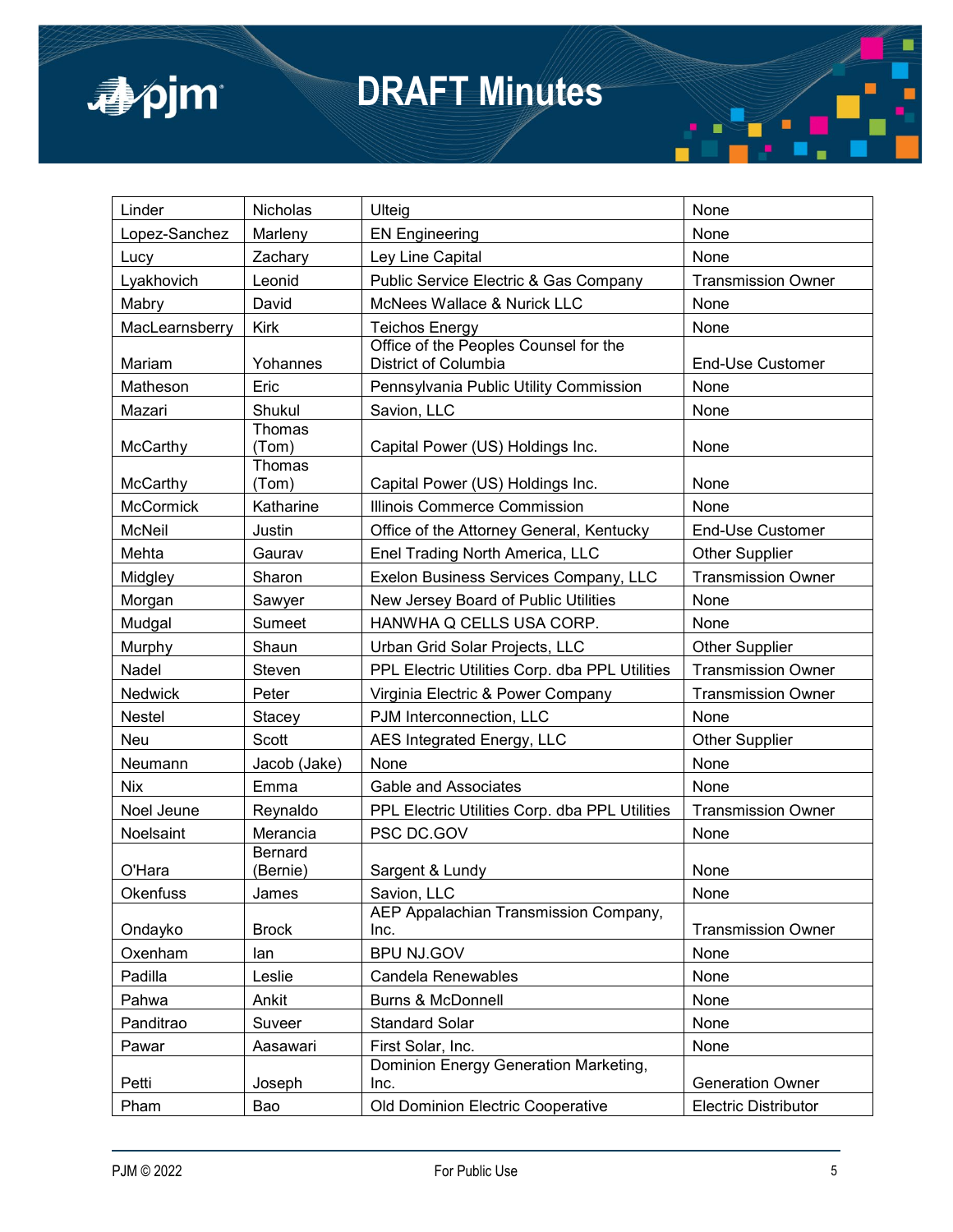| Linder | Nicholas | Ulteig | None |
|---|---|---|---|
| Lopez-Sanchez | Marleny | EN Engineering | None |
| Lucy | Zachary | Ley Line Capital | None |
| Lyakhovich | Leonid | Public Service Electric & Gas Company | Transmission Owner |
| Mabry | David | McNees Wallace & Nurick LLC | None |
| MacLearnsberry | Kirk | Teichos Energy | None |
| Mariam | Yohannes | Office of the Peoples Counsel for the District of Columbia | End-Use Customer |
| Matheson | Eric | Pennsylvania Public Utility Commission | None |
| Mazari | Shukul | Savion, LLC | None |
| McCarthy | Thomas (Tom) | Capital Power (US) Holdings Inc. | None |
| McCarthy | Thomas (Tom) | Capital Power (US) Holdings Inc. | None |
| McCormick | Katharine | Illinois Commerce Commission | None |
| McNeil | Justin | Office of the Attorney General, Kentucky | End-Use Customer |
| Mehta | Gaurav | Enel Trading North America, LLC | Other Supplier |
| Midgley | Sharon | Exelon Business Services Company, LLC | Transmission Owner |
| Morgan | Sawyer | New Jersey Board of Public Utilities | None |
| Mudgal | Sumeet | HANWHA Q CELLS USA CORP. | None |
| Murphy | Shaun | Urban Grid Solar Projects, LLC | Other Supplier |
| Nadel | Steven | PPL Electric Utilities Corp. dba PPL Utilities | Transmission Owner |
| Nedwick | Peter | Virginia Electric & Power Company | Transmission Owner |
| Nestel | Stacey | PJM Interconnection, LLC | None |
| Neu | Scott | AES Integrated Energy, LLC | Other Supplier |
| Neumann | Jacob (Jake) | None | None |
| Nix | Emma | Gable and Associates | None |
| Noel Jeune | Reynaldo | PPL Electric Utilities Corp. dba PPL Utilities | Transmission Owner |
| Noelsaint | Merancia | PSC DC.GOV | None |
| O'Hara | Bernard (Bernie) | Sargent & Lundy | None |
| Okenfuss | James | Savion, LLC | None |
| Ondayko | Brock | AEP Appalachian Transmission Company, Inc. | Transmission Owner |
| Oxenham | Ian | BPU NJ.GOV | None |
| Padilla | Leslie | Candela Renewables | None |
| Pahwa | Ankit | Burns & McDonnell | None |
| Panditrao | Suveer | Standard Solar | None |
| Pawar | Aasawari | First Solar, Inc. | None |
| Petti | Joseph | Dominion Energy Generation Marketing, Inc. | Generation Owner |
| Pham | Bao | Old Dominion Electric Cooperative | Electric Distributor |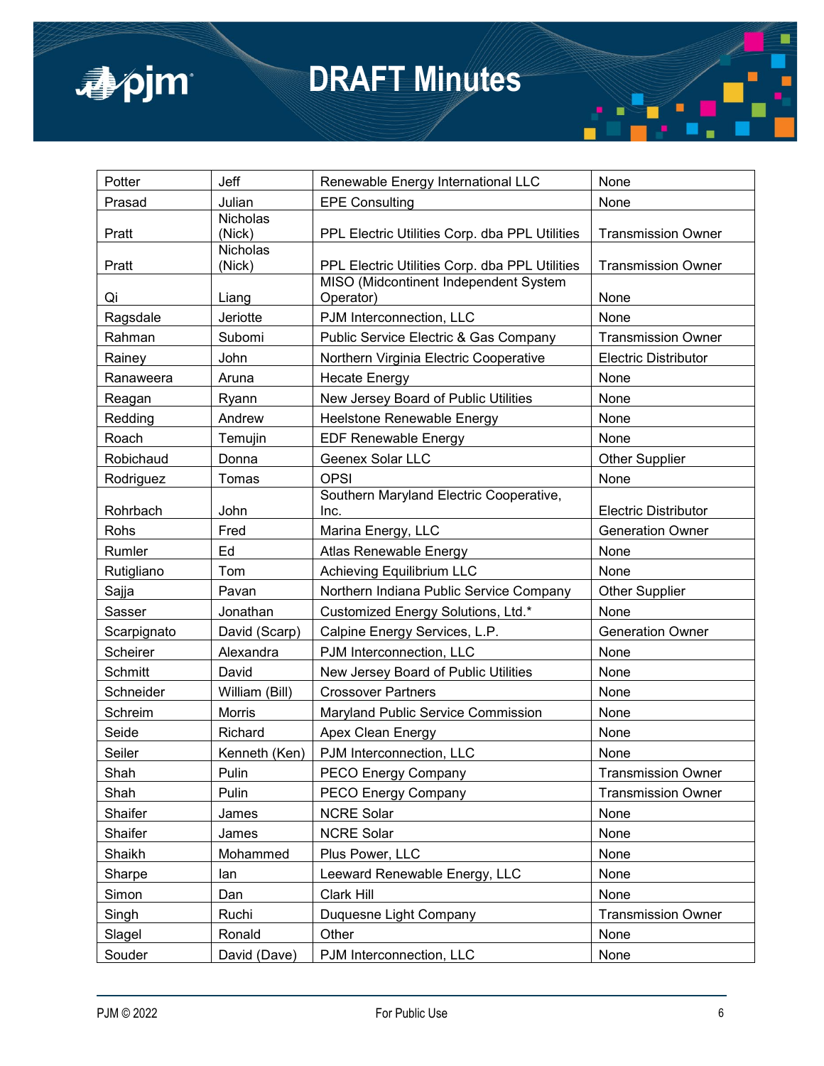| Potter | Jeff | Renewable Energy International LLC | None |
|---|---|---|---|
| Prasad | Julian | EPE Consulting | None |
| Pratt | Nicholas (Nick) | PPL Electric Utilities Corp. dba PPL Utilities | Transmission Owner |
| Pratt | Nicholas (Nick) | PPL Electric Utilities Corp. dba PPL Utilities | Transmission Owner |
| Qi | Liang | MISO (Midcontinent Independent System Operator) | None |
| Ragsdale | Jeriotte | PJM Interconnection, LLC | None |
| Rahman | Subomi | Public Service Electric & Gas Company | Transmission Owner |
| Rainey | John | Northern Virginia Electric Cooperative | Electric Distributor |
| Ranaweera | Aruna | Hecate Energy | None |
| Reagan | Ryann | New Jersey Board of Public Utilities | None |
| Redding | Andrew | Heelstone Renewable Energy | None |
| Roach | Temujin | EDF Renewable Energy | None |
| Robichaud | Donna | Geenex Solar LLC | Other Supplier |
| Rodriguez | Tomas | OPSI | None |
| Rohrbach | John | Southern Maryland Electric Cooperative, Inc. | Electric Distributor |
| Rohs | Fred | Marina Energy, LLC | Generation Owner |
| Rumler | Ed | Atlas Renewable Energy | None |
| Rutigliano | Tom | Achieving Equilibrium LLC | None |
| Sajja | Pavan | Northern Indiana Public Service Company | Other Supplier |
| Sasser | Jonathan | Customized Energy Solutions, Ltd.* | None |
| Scarpignato | David (Scarp) | Calpine Energy Services, L.P. | Generation Owner |
| Scheirer | Alexandra | PJM Interconnection, LLC | None |
| Schmitt | David | New Jersey Board of Public Utilities | None |
| Schneider | William (Bill) | Crossover Partners | None |
| Schreim | Morris | Maryland Public Service Commission | None |
| Seide | Richard | Apex Clean Energy | None |
| Seiler | Kenneth (Ken) | PJM Interconnection, LLC | None |
| Shah | Pulin | PECO Energy Company | Transmission Owner |
| Shah | Pulin | PECO Energy Company | Transmission Owner |
| Shaifer | James | NCRE Solar | None |
| Shaifer | James | NCRE Solar | None |
| Shaikh | Mohammed | Plus Power, LLC | None |
| Sharpe | Ian | Leeward Renewable Energy, LLC | None |
| Simon | Dan | Clark Hill | None |
| Singh | Ruchi | Duquesne Light Company | Transmission Owner |
| Slagel | Ronald | Other | None |
| Souder | David (Dave) | PJM Interconnection, LLC | None |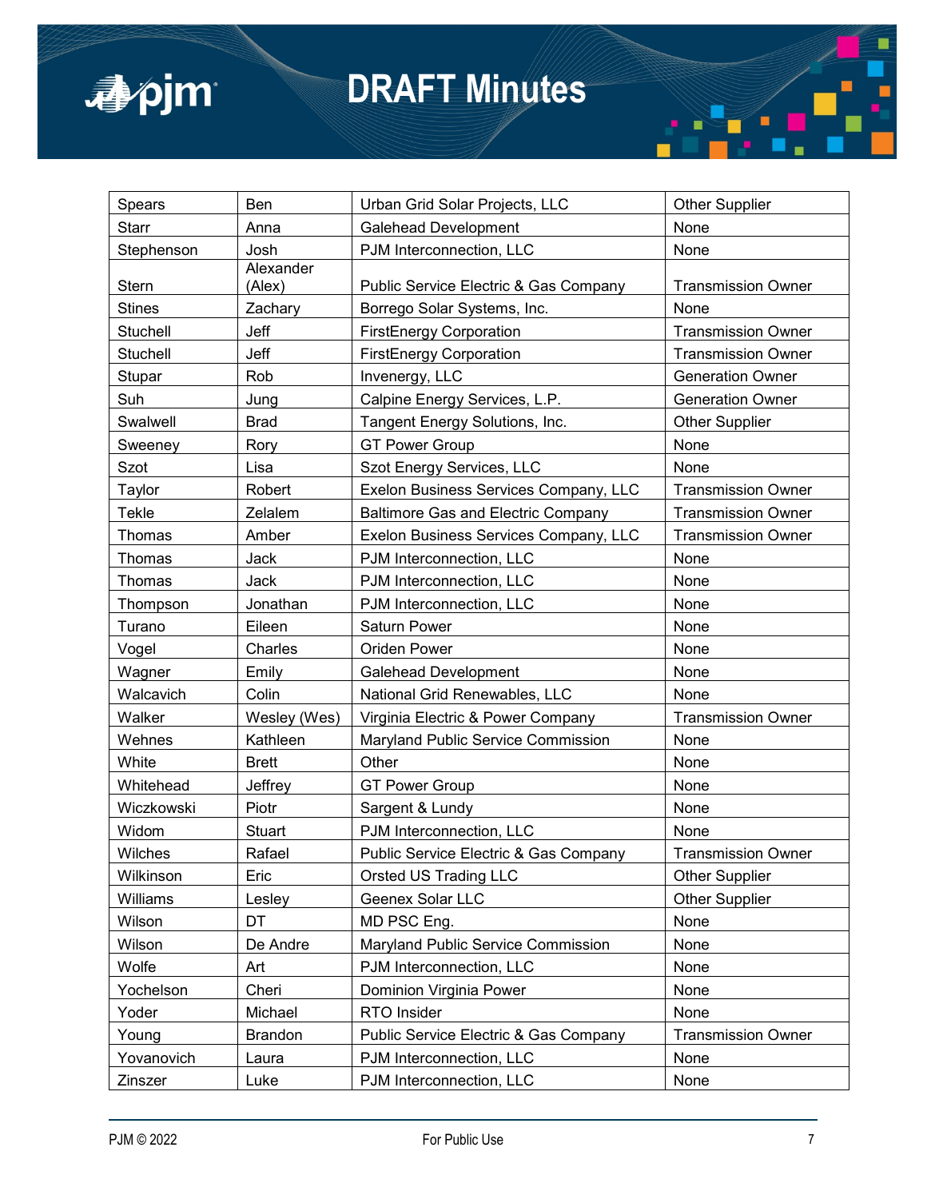| Spears | Ben | Urban Grid Solar Projects, LLC | Other Supplier |
|---|---|---|---|
| Starr | Anna | Galehead Development | None |
| Stephenson | Josh | PJM Interconnection, LLC | None |
| Stern | Alexander (Alex) | Public Service Electric & Gas Company | Transmission Owner |
| Stines | Zachary | Borrego Solar Systems, Inc. | None |
| Stuchell | Jeff | FirstEnergy Corporation | Transmission Owner |
| Stuchell | Jeff | FirstEnergy Corporation | Transmission Owner |
| Stupar | Rob | Invenergy, LLC | Generation Owner |
| Suh | Jung | Calpine Energy Services, L.P. | Generation Owner |
| Swalwell | Brad | Tangent Energy Solutions, Inc. | Other Supplier |
| Sweeney | Rory | GT Power Group | None |
| Szot | Lisa | Szot Energy Services, LLC | None |
| Taylor | Robert | Exelon Business Services Company, LLC | Transmission Owner |
| Tekle | Zelalem | Baltimore Gas and Electric Company | Transmission Owner |
| Thomas | Amber | Exelon Business Services Company, LLC | Transmission Owner |
| Thomas | Jack | PJM Interconnection, LLC | None |
| Thomas | Jack | PJM Interconnection, LLC | None |
| Thompson | Jonathan | PJM Interconnection, LLC | None |
| Turano | Eileen | Saturn Power | None |
| Vogel | Charles | Oriden Power | None |
| Wagner | Emily | Galehead Development | None |
| Walcavich | Colin | National Grid Renewables, LLC | None |
| Walker | Wesley (Wes) | Virginia Electric & Power Company | Transmission Owner |
| Wehnes | Kathleen | Maryland Public Service Commission | None |
| White | Brett | Other | None |
| Whitehead | Jeffrey | GT Power Group | None |
| Wiczkowski | Piotr | Sargent & Lundy | None |
| Widom | Stuart | PJM Interconnection, LLC | None |
| Wilches | Rafael | Public Service Electric & Gas Company | Transmission Owner |
| Wilkinson | Eric | Orsted US Trading LLC | Other Supplier |
| Williams | Lesley | Geenex Solar LLC | Other Supplier |
| Wilson | DT | MD PSC Eng. | None |
| Wilson | De Andre | Maryland Public Service Commission | None |
| Wolfe | Art | PJM Interconnection, LLC | None |
| Yochelson | Cheri | Dominion Virginia Power | None |
| Yoder | Michael | RTO Insider | None |
| Young | Brandon | Public Service Electric & Gas Company | Transmission Owner |
| Yovanovich | Laura | PJM Interconnection, LLC | None |
| Zinszer | Luke | PJM Interconnection, LLC | None |